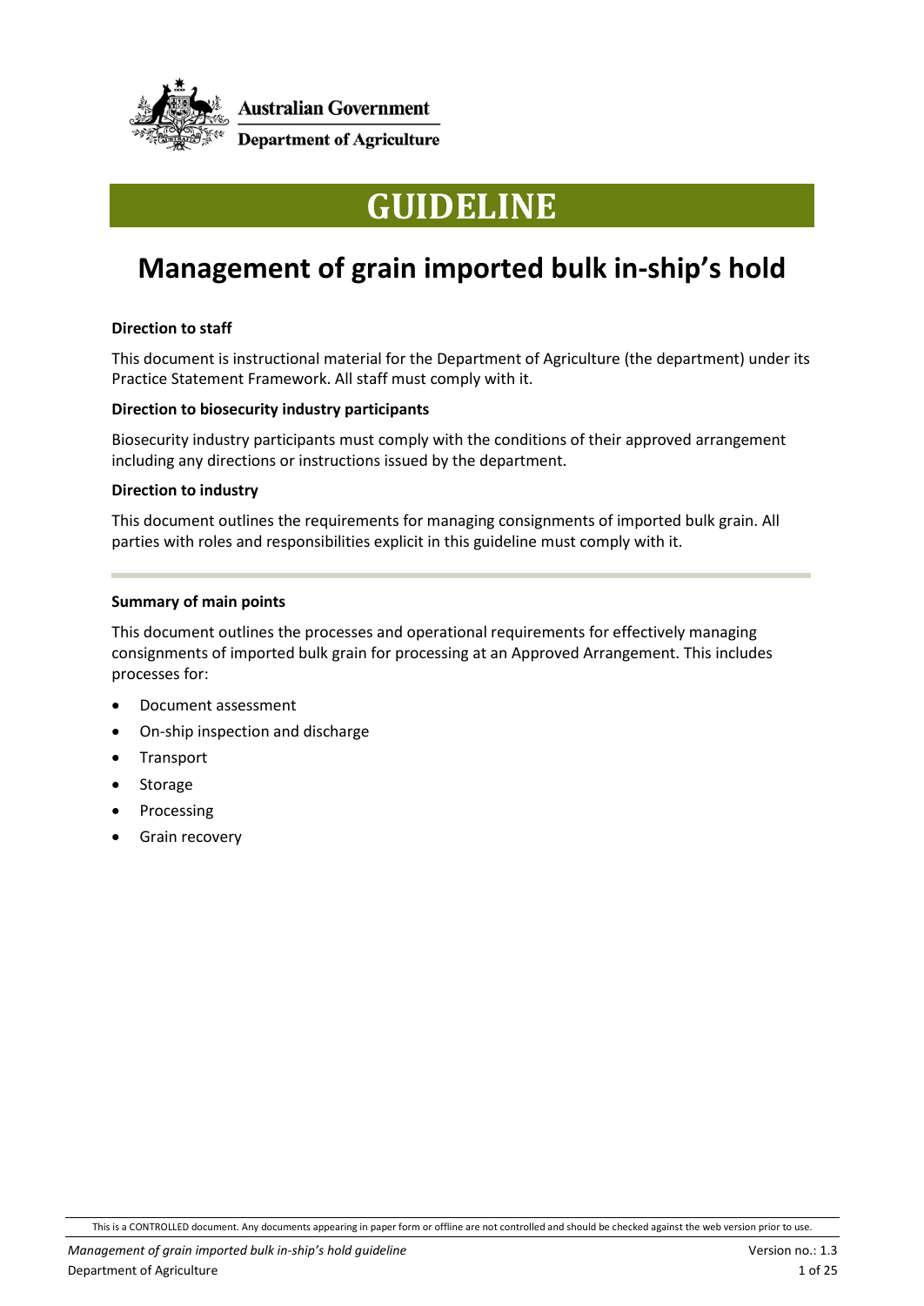Australian Government

Department of Agriculture

# GUIDELINE

## Management of grain imported bulk in-ship's hold

**Direction to staff**

This document is instructional material for the Department of Agriculture (the department) under its Practice Statement Framework. All staff must comply with it.

**Direction to biosecurity industry participants**

Biosecurity industry participants must comply with the conditions of their approved arrangement including any directions or instructions issued by the department.

**Direction to industry**

This document outlines the requirements for managing consignments of imported bulk grain. All parties with roles and responsibilities explicit in this guideline must comply with it.

---

**Summary of main points**

This document outlines the processes and operational requirements for effectively managing consignments of imported bulk grain for processing at an Approved Arrangement. This includes processes for:

- Document assessment
- On-ship inspection and discharge
- Transport
- Storage
- Processing
- Grain recovery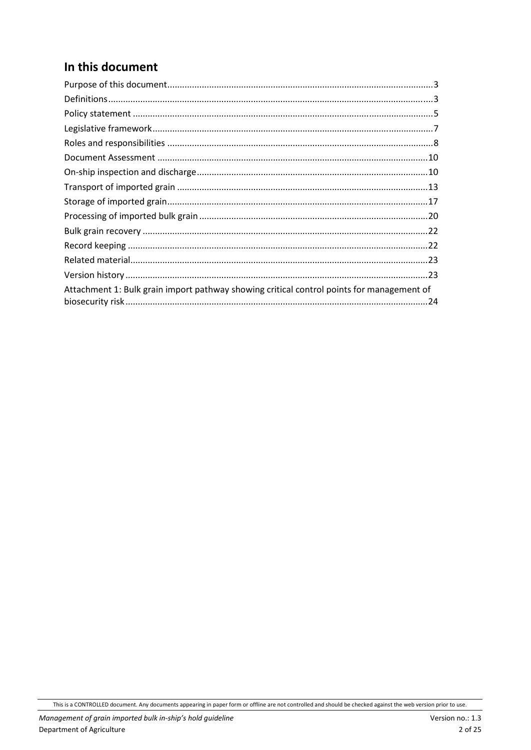## In this document

Purpose of this document....3
Definitions....3
Policy statement....5
Legislative framework....7
Roles and responsibilities....8
Document Assessment....10
On-ship inspection and discharge....10
Transport of imported grain....13
Storage of imported grain....17
Processing of imported bulk grain....20
Bulk grain recovery....22
Record keeping....22
Related material....23
Version history....23
Attachment 1: Bulk grain import pathway showing critical control points for management of biosecurity risk....24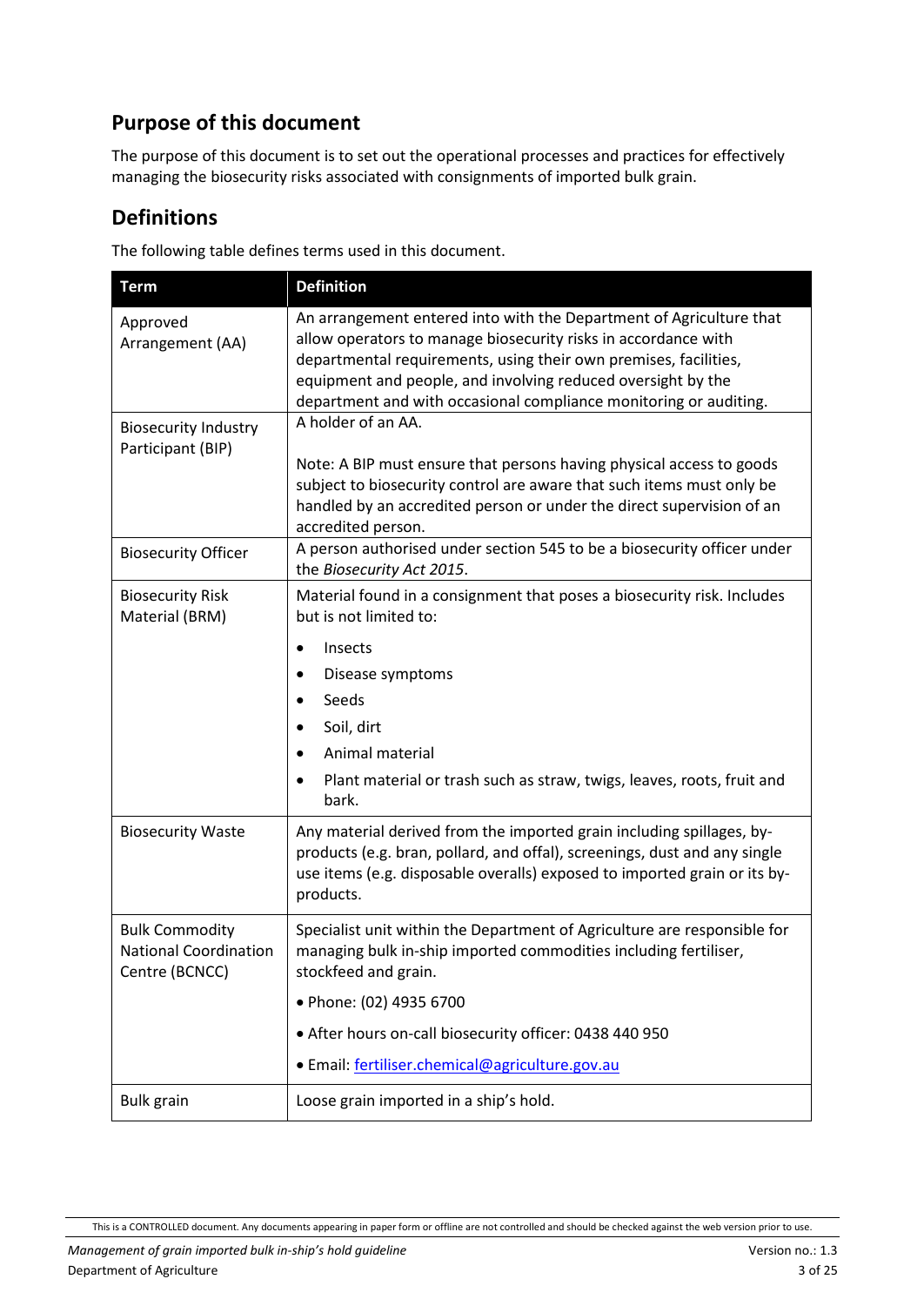## Purpose of this document

The purpose of this document is to set out the operational processes and practices for effectively managing the biosecurity risks associated with consignments of imported bulk grain.

## Definitions

The following table defines terms used in this document.

| Term | Definition |
| --- | --- |
| Approved Arrangement (AA) | An arrangement entered into with the Department of Agriculture that allow operators to manage biosecurity risks in accordance with departmental requirements, using their own premises, facilities, equipment and people, and involving reduced oversight by the department and with occasional compliance monitoring or auditing. |
| Biosecurity Industry Participant (BIP) | A holder of an AA.<br><br>Note: A BIP must ensure that persons having physical access to goods subject to biosecurity control are aware that such items must only be handled by an accredited person or under the direct supervision of an accredited person. |
| Biosecurity Officer | A person authorised under section 545 to be a biosecurity officer under the *Biosecurity Act 2015*. |
| Biosecurity Risk Material (BRM) | Material found in a consignment that poses a biosecurity risk. Includes but is not limited to:<br>• Insects<br>• Disease symptoms<br>• Seeds<br>• Soil, dirt<br>• Animal material<br>• Plant material or trash such as straw, twigs, leaves, roots, fruit and bark. |
| Biosecurity Waste | Any material derived from the imported grain including spillages, by-products (e.g. bran, pollard, and offal), screenings, dust and any single use items (e.g. disposable overalls) exposed to imported grain or its by-products. |
| Bulk Commodity National Coordination Centre (BCNCC) | Specialist unit within the Department of Agriculture are responsible for managing bulk in-ship imported commodities including fertiliser, stockfeed and grain.<br>• Phone: (02) 4935 6700<br>• After hours on-call biosecurity officer: 0438 440 950<br>• Email: [fertiliser.chemical@agriculture.gov.au](mailto:fertiliser.chemical@agriculture.gov.au) |
| Bulk grain | Loose grain imported in a ship's hold. |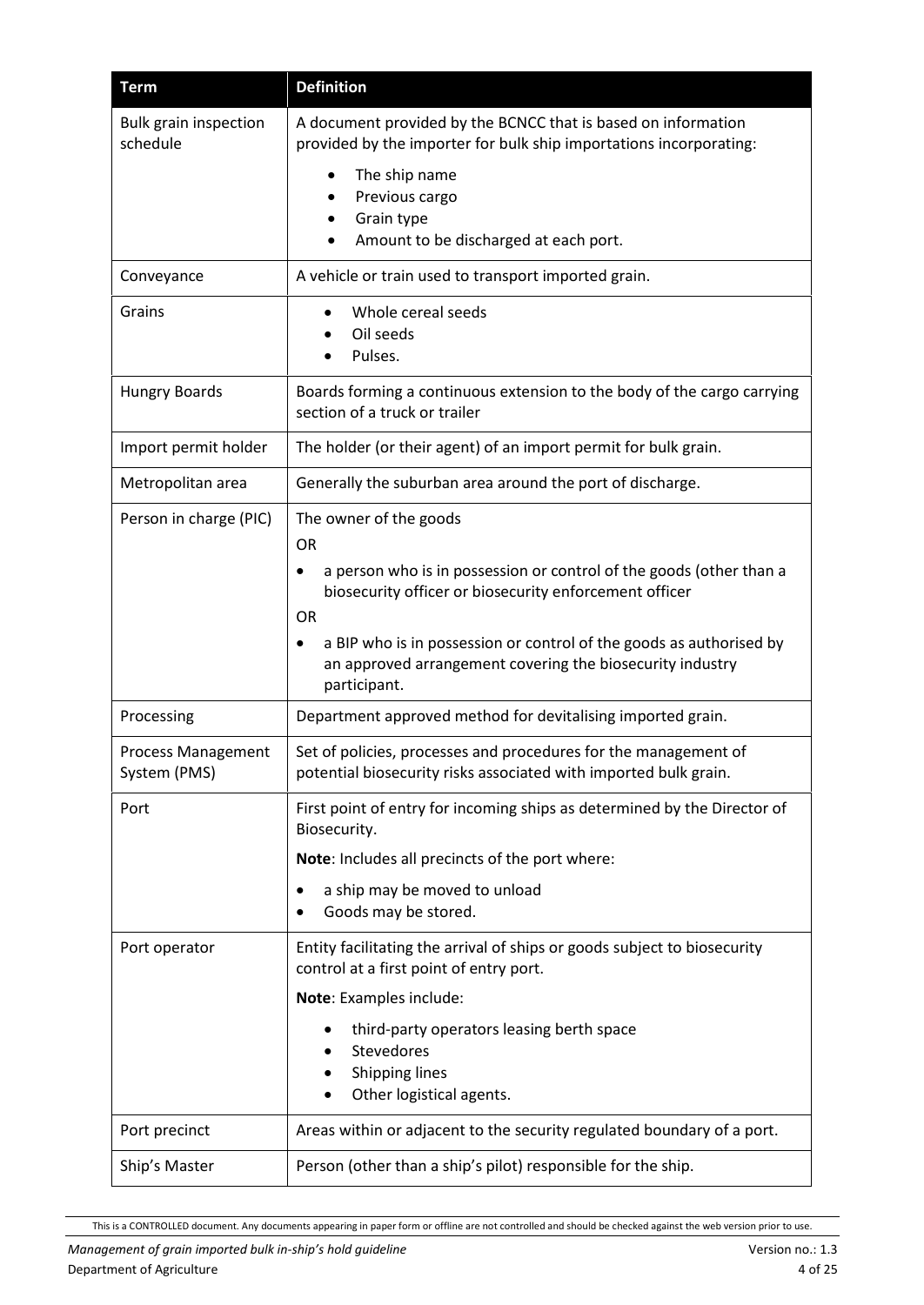| Term | Definition |
|---|---|
| Bulk grain inspection schedule | A document provided by the BCNCC that is based on information provided by the importer for bulk ship importations incorporating: <br>• The ship name <br>• Previous cargo <br>• Grain type <br>• Amount to be discharged at each port. |
| Conveyance | A vehicle or train used to transport imported grain. |
| Grains | • Whole cereal seeds <br>• Oil seeds <br>• Pulses. |
| Hungry Boards | Boards forming a continuous extension to the body of the cargo carrying section of a truck or trailer |
| Import permit holder | The holder (or their agent) of an import permit for bulk grain. |
| Metropolitan area | Generally the suburban area around the port of discharge. |
| Person in charge (PIC) | The owner of the goods <br>OR <br>• a person who is in possession or control of the goods (other than a biosecurity officer or biosecurity enforcement officer <br>OR <br>• a BIP who is in possession or control of the goods as authorised by an approved arrangement covering the biosecurity industry participant. |
| Processing | Department approved method for devitalising imported grain. |
| Process Management System (PMS) | Set of policies, processes and procedures for the management of potential biosecurity risks associated with imported bulk grain. |
| Port | First point of entry for incoming ships as determined by the Director of Biosecurity. <br>**Note**: Includes all precincts of the port where: <br>• a ship may be moved to unload <br>• Goods may be stored. |
| Port operator | Entity facilitating the arrival of ships or goods subject to biosecurity control at a first point of entry port. <br>**Note**: Examples include: <br>• third-party operators leasing berth space <br>• Stevedores <br>• Shipping lines <br>• Other logistical agents. |
| Port precinct | Areas within or adjacent to the security regulated boundary of a port. |
| Ship's Master | Person (other than a ship's pilot) responsible for the ship. |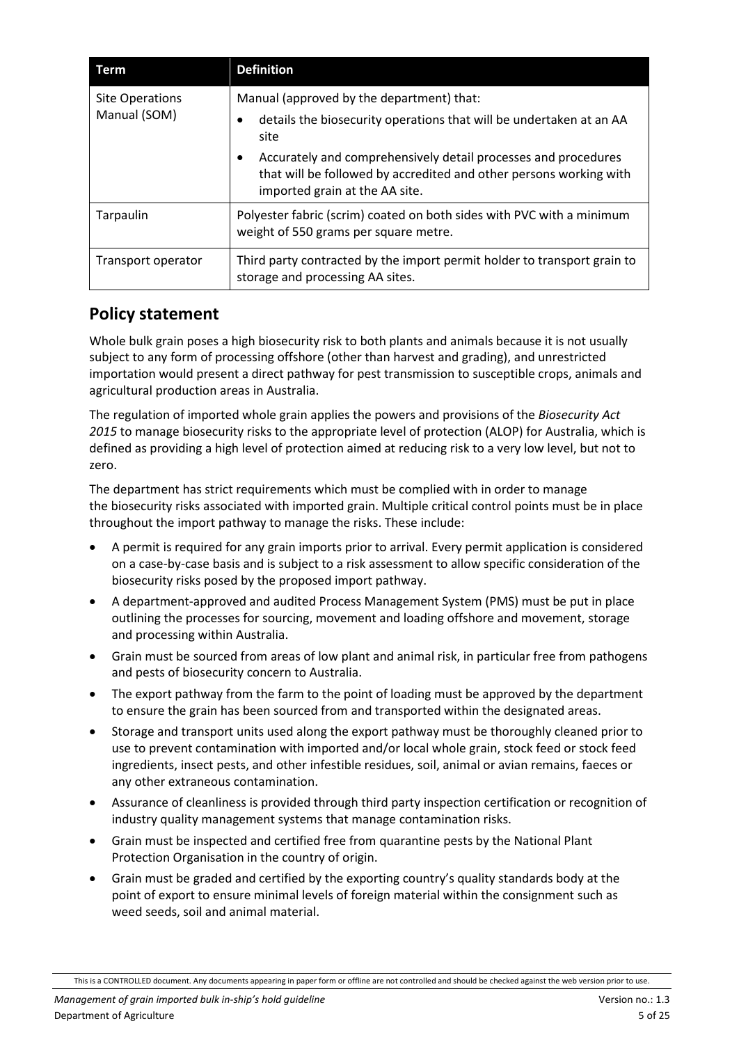| Term | Definition |
|---|---|
| Site Operations Manual (SOM) | Manual (approved by the department) that:<br>• details the biosecurity operations that will be undertaken at an AA site<br>• Accurately and comprehensively detail processes and procedures that will be followed by accredited and other persons working with imported grain at the AA site. |
| Tarpaulin | Polyester fabric (scrim) coated on both sides with PVC with a minimum weight of 550 grams per square metre. |
| Transport operator | Third party contracted by the import permit holder to transport grain to storage and processing AA sites. |

## Policy statement

Whole bulk grain poses a high biosecurity risk to both plants and animals because it is not usually subject to any form of processing offshore (other than harvest and grading), and unrestricted importation would present a direct pathway for pest transmission to susceptible crops, animals and agricultural production areas in Australia.

The regulation of imported whole grain applies the powers and provisions of the *Biosecurity Act 2015* to manage biosecurity risks to the appropriate level of protection (ALOP) for Australia, which is defined as providing a high level of protection aimed at reducing risk to a very low level, but not to zero.

The department has strict requirements which must be complied with in order to manage the biosecurity risks associated with imported grain. Multiple critical control points must be in place throughout the import pathway to manage the risks. These include:

- A permit is required for any grain imports prior to arrival. Every permit application is considered on a case-by-case basis and is subject to a risk assessment to allow specific consideration of the biosecurity risks posed by the proposed import pathway.
- A department-approved and audited Process Management System (PMS) must be put in place outlining the processes for sourcing, movement and loading offshore and movement, storage and processing within Australia.
- Grain must be sourced from areas of low plant and animal risk, in particular free from pathogens and pests of biosecurity concern to Australia.
- The export pathway from the farm to the point of loading must be approved by the department to ensure the grain has been sourced from and transported within the designated areas.
- Storage and transport units used along the export pathway must be thoroughly cleaned prior to use to prevent contamination with imported and/or local whole grain, stock feed or stock feed ingredients, insect pests, and other infestible residues, soil, animal or avian remains, faeces or any other extraneous contamination.
- Assurance of cleanliness is provided through third party inspection certification or recognition of industry quality management systems that manage contamination risks.
- Grain must be inspected and certified free from quarantine pests by the National Plant Protection Organisation in the country of origin.
- Grain must be graded and certified by the exporting country's quality standards body at the point of export to ensure minimal levels of foreign material within the consignment such as weed seeds, soil and animal material.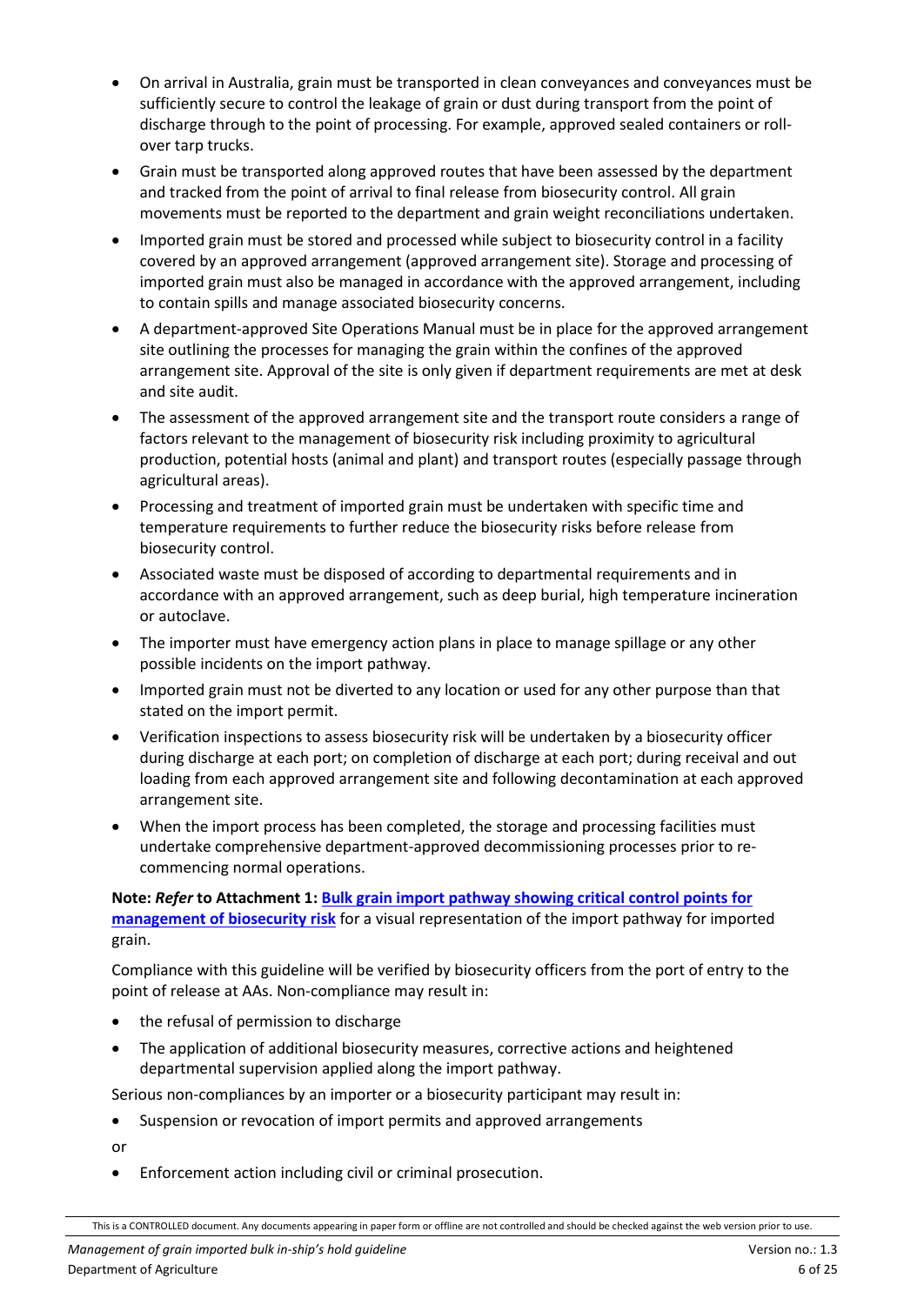- On arrival in Australia, grain must be transported in clean conveyances and conveyances must be sufficiently secure to control the leakage of grain or dust during transport from the point of discharge through to the point of processing. For example, approved sealed containers or roll-over tarp trucks.
- Grain must be transported along approved routes that have been assessed by the department and tracked from the point of arrival to final release from biosecurity control. All grain movements must be reported to the department and grain weight reconciliations undertaken.
- Imported grain must be stored and processed while subject to biosecurity control in a facility covered by an approved arrangement (approved arrangement site). Storage and processing of imported grain must also be managed in accordance with the approved arrangement, including to contain spills and manage associated biosecurity concerns.
- A department-approved Site Operations Manual must be in place for the approved arrangement site outlining the processes for managing the grain within the confines of the approved arrangement site. Approval of the site is only given if department requirements are met at desk and site audit.
- The assessment of the approved arrangement site and the transport route considers a range of factors relevant to the management of biosecurity risk including proximity to agricultural production, potential hosts (animal and plant) and transport routes (especially passage through agricultural areas).
- Processing and treatment of imported grain must be undertaken with specific time and temperature requirements to further reduce the biosecurity risks before release from biosecurity control.
- Associated waste must be disposed of according to departmental requirements and in accordance with an approved arrangement, such as deep burial, high temperature incineration or autoclave.
- The importer must have emergency action plans in place to manage spillage or any other possible incidents on the import pathway.
- Imported grain must not be diverted to any location or used for any other purpose than that stated on the import permit.
- Verification inspections to assess biosecurity risk will be undertaken by a biosecurity officer during discharge at each port; on completion of discharge at each port; during receival and out loading from each approved arrangement site and following decontamination at each approved arrangement site.
- When the import process has been completed, the storage and processing facilities must undertake comprehensive department-approved decommissioning processes prior to re-commencing normal operations.

**Note: *Refer* to Attachment 1: [Bulk grain import pathway showing critical control points for management of biosecurity risk]** for a visual representation of the import pathway for imported grain.

Compliance with this guideline will be verified by biosecurity officers from the port of entry to the point of release at AAs. Non-compliance may result in:

- the refusal of permission to discharge
- The application of additional biosecurity measures, corrective actions and heightened departmental supervision applied along the import pathway.

Serious non-compliances by an importer or a biosecurity participant may result in:

- Suspension or revocation of import permits and approved arrangements

or

- Enforcement action including civil or criminal prosecution.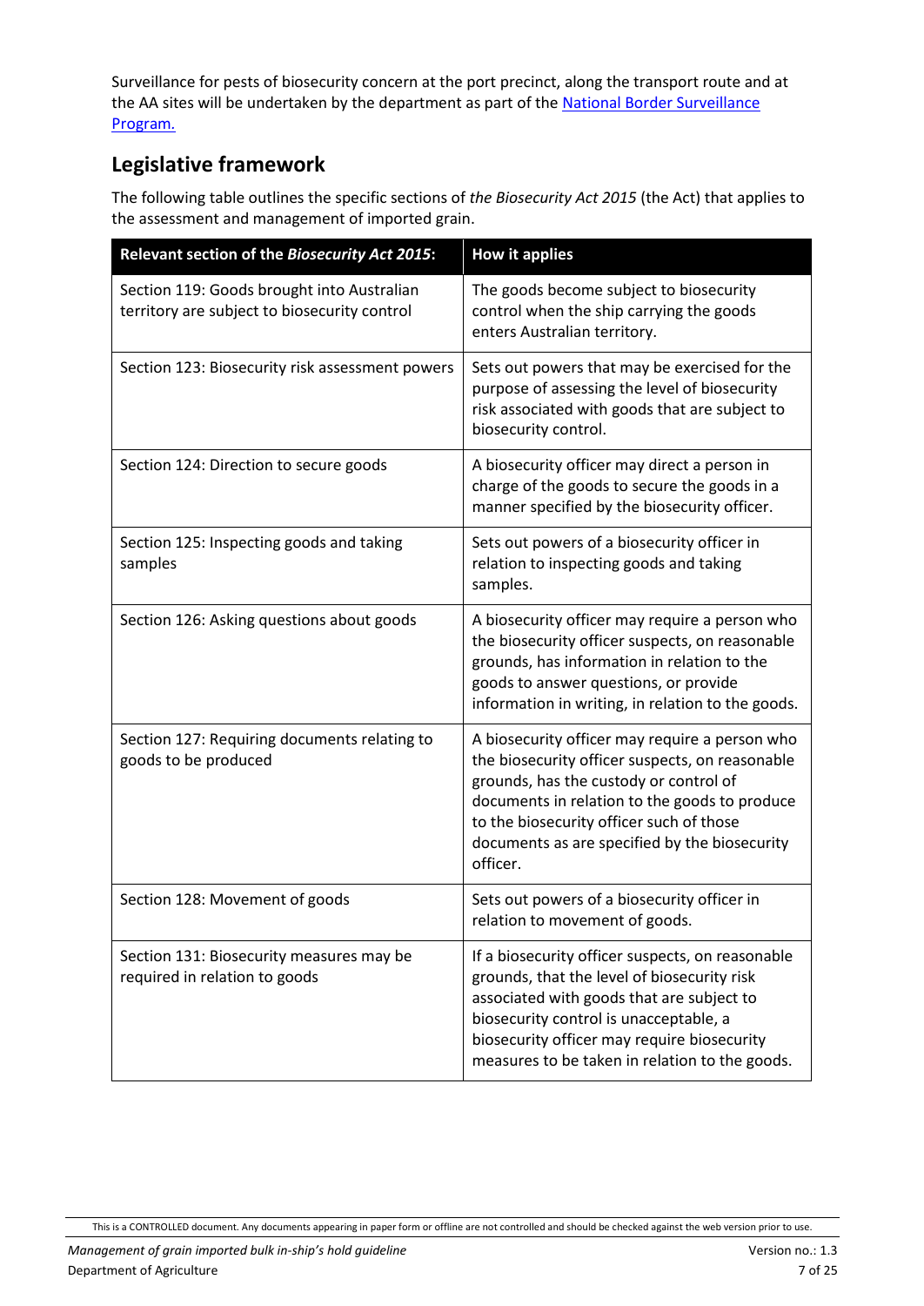Surveillance for pests of biosecurity concern at the port precinct, along the transport route and at the AA sites will be undertaken by the department as part of the [National Border Surveillance Program.]

## Legislative framework

The following table outlines the specific sections of *the Biosecurity Act 2015* (the Act) that applies to the assessment and management of imported grain.

| Relevant section of the *Biosecurity Act 2015*: | How it applies |
|---|---|
| Section 119: Goods brought into Australian territory are subject to biosecurity control | The goods become subject to biosecurity control when the ship carrying the goods enters Australian territory. |
| Section 123: Biosecurity risk assessment powers | Sets out powers that may be exercised for the purpose of assessing the level of biosecurity risk associated with goods that are subject to biosecurity control. |
| Section 124: Direction to secure goods | A biosecurity officer may direct a person in charge of the goods to secure the goods in a manner specified by the biosecurity officer. |
| Section 125: Inspecting goods and taking samples | Sets out powers of a biosecurity officer in relation to inspecting goods and taking samples. |
| Section 126: Asking questions about goods | A biosecurity officer may require a person who the biosecurity officer suspects, on reasonable grounds, has information in relation to the goods to answer questions, or provide information in writing, in relation to the goods. |
| Section 127: Requiring documents relating to goods to be produced | A biosecurity officer may require a person who the biosecurity officer suspects, on reasonable grounds, has the custody or control of documents in relation to the goods to produce to the biosecurity officer such of those documents as are specified by the biosecurity officer. |
| Section 128: Movement of goods | Sets out powers of a biosecurity officer in relation to movement of goods. |
| Section 131: Biosecurity measures may be required in relation to goods | If a biosecurity officer suspects, on reasonable grounds, that the level of biosecurity risk associated with goods that are subject to biosecurity control is unacceptable, a biosecurity officer may require biosecurity measures to be taken in relation to the goods. |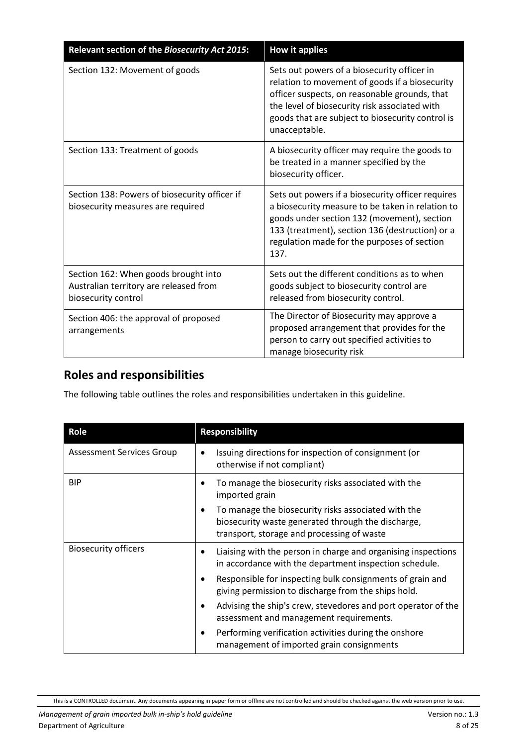| Relevant section of the *Biosecurity Act 2015*: | How it applies |
|---|---|
| Section 132: Movement of goods | Sets out powers of a biosecurity officer in relation to movement of goods if a biosecurity officer suspects, on reasonable grounds, that the level of biosecurity risk associated with goods that are subject to biosecurity control is unacceptable. |
| Section 133: Treatment of goods | A biosecurity officer may require the goods to be treated in a manner specified by the biosecurity officer. |
| Section 138: Powers of biosecurity officer if biosecurity measures are required | Sets out powers if a biosecurity officer requires a biosecurity measure to be taken in relation to goods under section 132 (movement), section 133 (treatment), section 136 (destruction) or a regulation made for the purposes of section 137. |
| Section 162: When goods brought into Australian territory are released from biosecurity control | Sets out the different conditions as to when goods subject to biosecurity control are released from biosecurity control. |
| Section 406: the approval of proposed arrangements | The Director of Biosecurity may approve a proposed arrangement that provides for the person to carry out specified activities to manage biosecurity risk |

## Roles and responsibilities

The following table outlines the roles and responsibilities undertaken in this guideline.

| Role | Responsibility |
|---|---|
| Assessment Services Group | • Issuing directions for inspection of consignment (or otherwise if not compliant) |
| BIP | • To manage the biosecurity risks associated with the imported grain<br>• To manage the biosecurity risks associated with the biosecurity waste generated through the discharge, transport, storage and processing of waste |
| Biosecurity officers | • Liaising with the person in charge and organising inspections in accordance with the department inspection schedule.<br>• Responsible for inspecting bulk consignments of grain and giving permission to discharge from the ships hold.<br>• Advising the ship's crew, stevedores and port operator of the assessment and management requirements.<br>• Performing verification activities during the onshore management of imported grain consignments |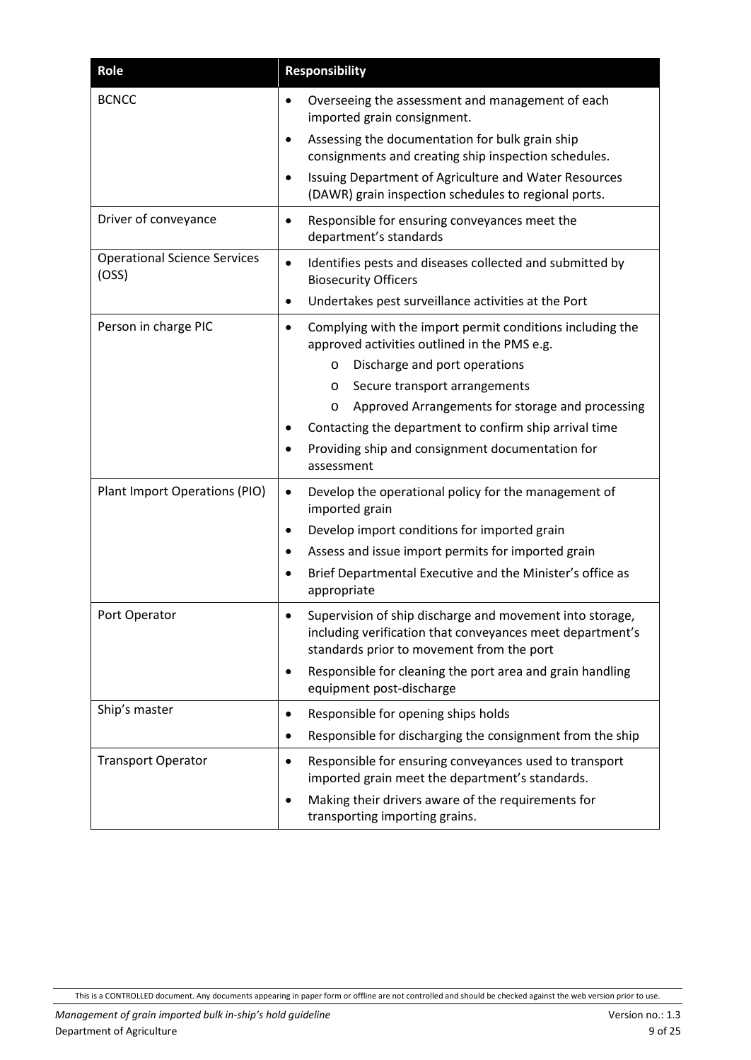| Role | Responsibility |
|---|---|
| BCNCC | • Overseeing the assessment and management of each imported grain consignment.<br>• Assessing the documentation for bulk grain ship consignments and creating ship inspection schedules.<br>• Issuing Department of Agriculture and Water Resources (DAWR) grain inspection schedules to regional ports. |
| Driver of conveyance | • Responsible for ensuring conveyances meet the department's standards |
| Operational Science Services (OSS) | • Identifies pests and diseases collected and submitted by Biosecurity Officers<br>• Undertakes pest surveillance activities at the Port |
| Person in charge PIC | • Complying with the import permit conditions including the approved activities outlined in the PMS e.g.<br>  o Discharge and port operations<br>  o Secure transport arrangements<br>  o Approved Arrangements for storage and processing<br>• Contacting the department to confirm ship arrival time<br>• Providing ship and consignment documentation for assessment |
| Plant Import Operations (PIO) | • Develop the operational policy for the management of imported grain<br>• Develop import conditions for imported grain<br>• Assess and issue import permits for imported grain<br>• Brief Departmental Executive and the Minister's office as appropriate |
| Port Operator | • Supervision of ship discharge and movement into storage, including verification that conveyances meet department's standards prior to movement from the port<br>• Responsible for cleaning the port area and grain handling equipment post-discharge |
| Ship's master | • Responsible for opening ships holds<br>• Responsible for discharging the consignment from the ship |
| Transport Operator | • Responsible for ensuring conveyances used to transport imported grain meet the department's standards.<br>• Making their drivers aware of the requirements for transporting importing grains. |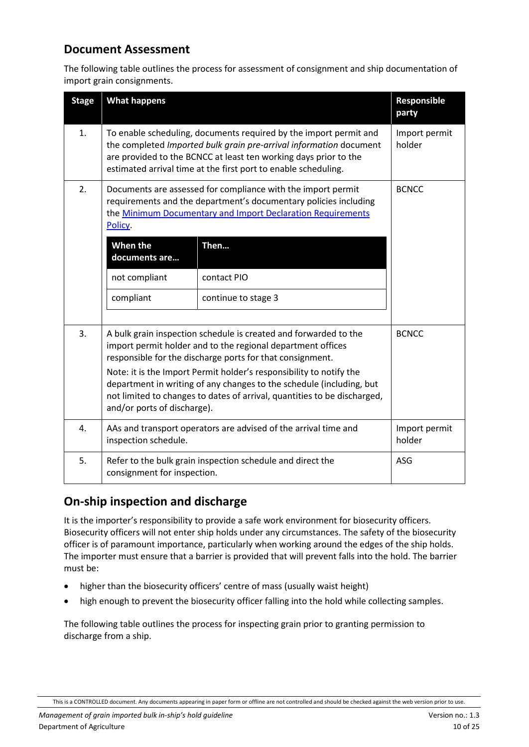## Document Assessment

The following table outlines the process for assessment of consignment and ship documentation of import grain consignments.

| Stage | What happens | Responsible party |
|---|---|---|
| 1. | To enable scheduling, documents required by the import permit and the completed *Imported bulk grain pre-arrival information* document are provided to the BCNCC at least ten working days prior to the estimated arrival time at the first port to enable scheduling. | Import permit holder |
| 2. | Documents are assessed for compliance with the import permit requirements and the department's documentary policies including the [Minimum Documentary and Import Declaration Requirements Policy](). <br><br> **When the documents are…** → **Then…** <br> not compliant → contact PIO <br> compliant → continue to stage 3 | BCNCC |
| 3. | A bulk grain inspection schedule is created and forwarded to the import permit holder and to the regional department offices responsible for the discharge ports for that consignment. <br><br> Note: it is the Import Permit holder's responsibility to notify the department in writing of any changes to the schedule (including, but not limited to changes to dates of arrival, quantities to be discharged, and/or ports of discharge). | BCNCC |
| 4. | AAs and transport operators are advised of the arrival time and inspection schedule. | Import permit holder |
| 5. | Refer to the bulk grain inspection schedule and direct the consignment for inspection. | ASG |

## On-ship inspection and discharge

It is the importer's responsibility to provide a safe work environment for biosecurity officers. Biosecurity officers will not enter ship holds under any circumstances. The safety of the biosecurity officer is of paramount importance, particularly when working around the edges of the ship holds. The importer must ensure that a barrier is provided that will prevent falls into the hold. The barrier must be:

- higher than the biosecurity officers' centre of mass (usually waist height)
- high enough to prevent the biosecurity officer falling into the hold while collecting samples.

The following table outlines the process for inspecting grain prior to granting permission to discharge from a ship.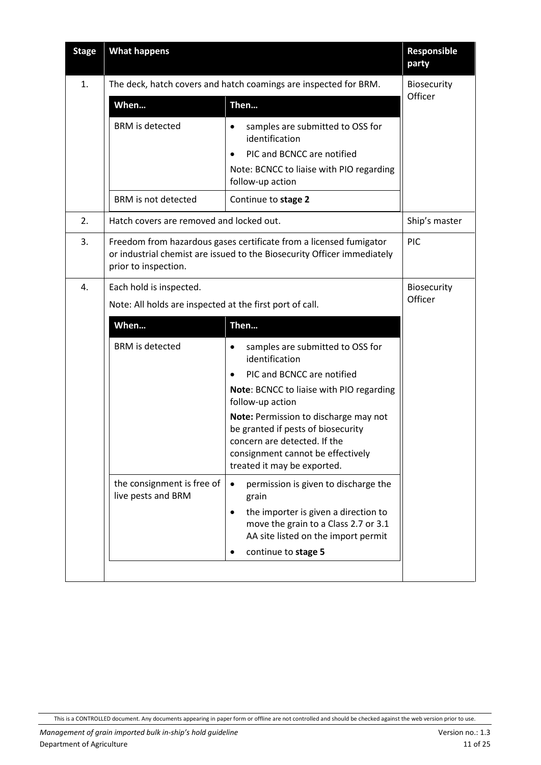| Stage | What happens | | Responsible party |
|---|---|---|---|
| 1. | The deck, hatch covers and hatch coamings are inspected for BRM. | | Biosecurity Officer |
| | **When…** | **Then…** | |
| | BRM is detected | • samples are submitted to OSS for identification<br>• PIC and BCNCC are notified<br>Note: BCNCC to liaise with PIO regarding follow-up action | |
| | BRM is not detected | Continue to **stage 2** | |
| 2. | Hatch covers are removed and locked out. | | Ship's master |
| 3. | Freedom from hazardous gases certificate from a licensed fumigator or industrial chemist are issued to the Biosecurity Officer immediately prior to inspection. | | PIC |
| 4. | Each hold is inspected.<br>Note: All holds are inspected at the first port of call. | | Biosecurity Officer |
| | **When…** | **Then…** | |
| | BRM is detected | • samples are submitted to OSS for identification<br>• PIC and BCNCC are notified<br>**Note**: BCNCC to liaise with PIO regarding follow-up action<br>**Note:** Permission to discharge may not be granted if pests of biosecurity concern are detected. If the consignment cannot be effectively treated it may be exported. | |
| | the consignment is free of live pests and BRM | • permission is given to discharge the grain<br>• the importer is given a direction to move the grain to a Class 2.7 or 3.1 AA site listed on the import permit<br>• continue to **stage 5** | |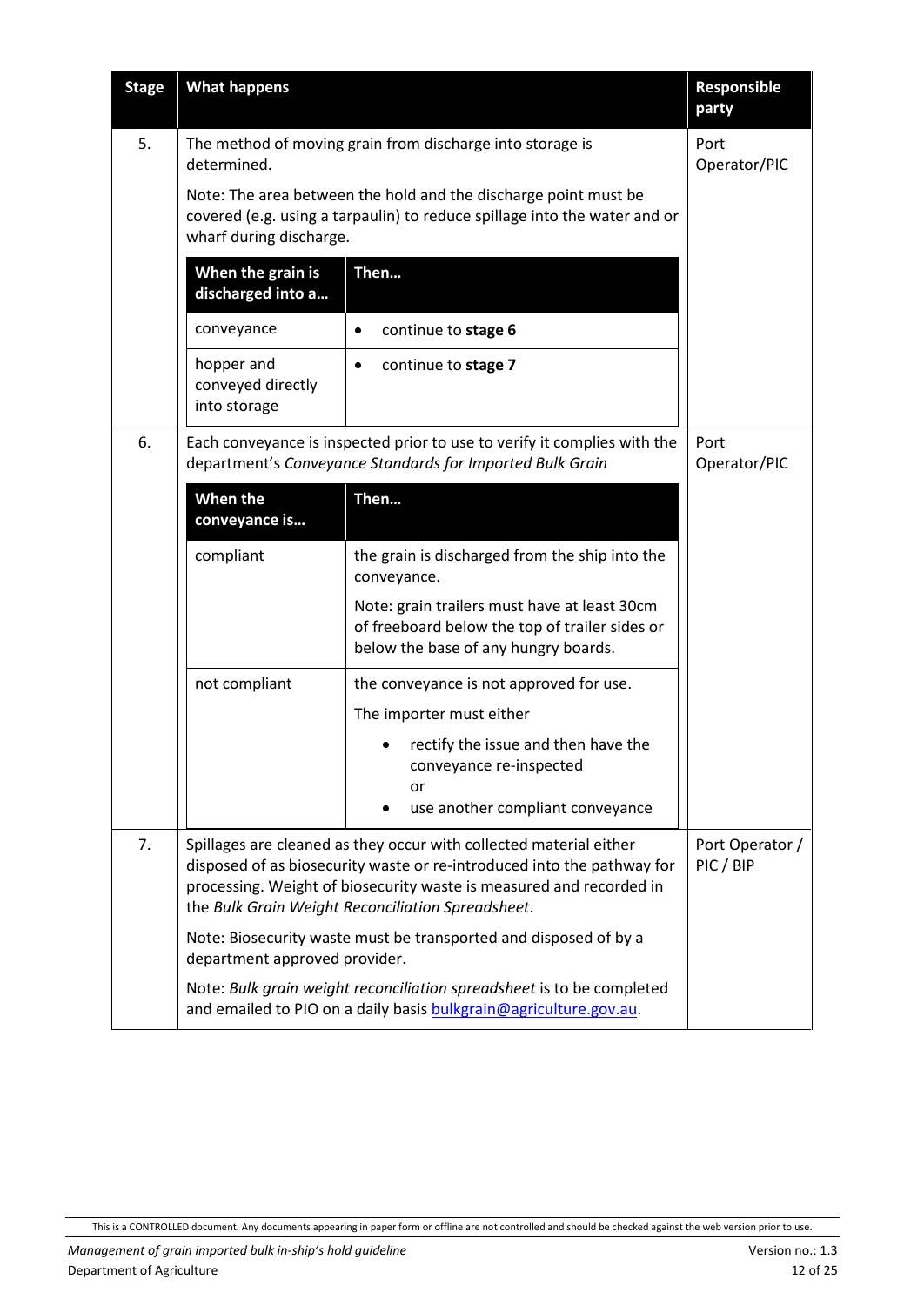<table>
<thead>
<tr>
<th>Stage</th>
<th>What happens</th>
<th>Responsible party</th>
</tr>
</thead>
<tbody>
<tr>
<td>5.</td>
<td>
<p>The method of moving grain from discharge into storage is determined.</p>
<p>Note: The area between the hold and the discharge point must be covered (e.g. using a tarpaulin) to reduce spillage into the water and or wharf during discharge.</p>
<table>
<thead>
<tr>
<th>When the grain is discharged into a…</th>
<th>Then…</th>
</tr>
</thead>
<tbody>
<tr>
<td>conveyance</td>
<td>
<ul>
<li>continue to <strong>stage 6</strong></li>
</ul>
</td>
</tr>
<tr>
<td>hopper and conveyed directly into storage</td>
<td>
<ul>
<li>continue to <strong>stage 7</strong></li>
</ul>
</td>
</tr>
</tbody>
</table>
</td>
<td>Port Operator/PIC</td>
</tr>
<tr>
<td>6.</td>
<td>
<p>Each conveyance is inspected prior to use to verify it complies with the department's <em>Conveyance Standards for Imported Bulk Grain</em></p>
<table>
<thead>
<tr>
<th>When the conveyance is…</th>
<th>Then…</th>
</tr>
</thead>
<tbody>
<tr>
<td>compliant</td>
<td>
<p>the grain is discharged from the ship into the conveyance.</p>
<p>Note: grain trailers must have at least 30cm of freeboard below the top of trailer sides or below the base of any hungry boards.</p>
</td>
</tr>
<tr>
<td>not compliant</td>
<td>
<p>the conveyance is not approved for use.</p>
<p>The importer must either</p>
<ul>
<li>rectify the issue and then have the conveyance re-inspected<br>or</li>
<li>use another compliant conveyance</li>
</ul>
</td>
</tr>
</tbody>
</table>
</td>
<td>Port Operator/PIC</td>
</tr>
<tr>
<td>7.</td>
<td>
<p>Spillages are cleaned as they occur with collected material either disposed of as biosecurity waste or re-introduced into the pathway for processing. Weight of biosecurity waste is measured and recorded in the <em>Bulk Grain Weight Reconciliation Spreadsheet</em>.</p>
<p>Note: Biosecurity waste must be transported and disposed of by a department approved provider.</p>
<p>Note: <em>Bulk grain weight reconciliation spreadsheet</em> is to be completed and emailed to PIO on a daily basis bulkgrain@agriculture.gov.au.</p>
</td>
<td>Port Operator / PIC / BIP</td>
</tr>
</tbody>
</table>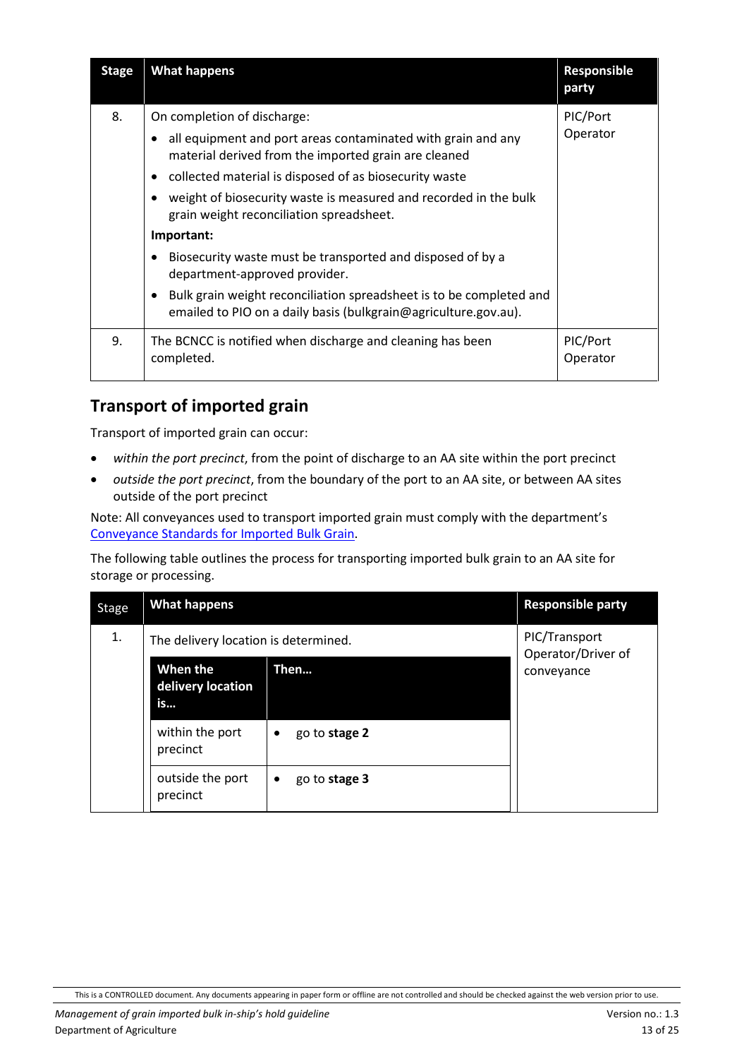| Stage | What happens | Responsible party |
|---|---|---|
| 8. | On completion of discharge:<br>• all equipment and port areas contaminated with grain and any material derived from the imported grain are cleaned<br>• collected material is disposed of as biosecurity waste<br>• weight of biosecurity waste is measured and recorded in the bulk grain weight reconciliation spreadsheet.<br>**Important:**<br>• Biosecurity waste must be transported and disposed of by a department-approved provider.<br>• Bulk grain weight reconciliation spreadsheet is to be completed and emailed to PIO on a daily basis (bulkgrain@agriculture.gov.au). | PIC/Port Operator |
| 9. | The BCNCC is notified when discharge and cleaning has been completed. | PIC/Port Operator |

## Transport of imported grain

Transport of imported grain can occur:

- *within the port precinct*, from the point of discharge to an AA site within the port precinct
- *outside the port precinct*, from the boundary of the port to an AA site, or between AA sites outside of the port precinct

Note: All conveyances used to transport imported grain must comply with the department's Conveyance Standards for Imported Bulk Grain.

The following table outlines the process for transporting imported bulk grain to an AA site for storage or processing.

| Stage | What happens | | Responsible party |
|---|---|---|---|
| 1. | The delivery location is determined. | | PIC/Transport Operator/Driver of conveyance |
| | **When the delivery location is…** | **Then…** | |
| | within the port precinct | • go to **stage 2** | |
| | outside the port precinct | • go to **stage 3** | |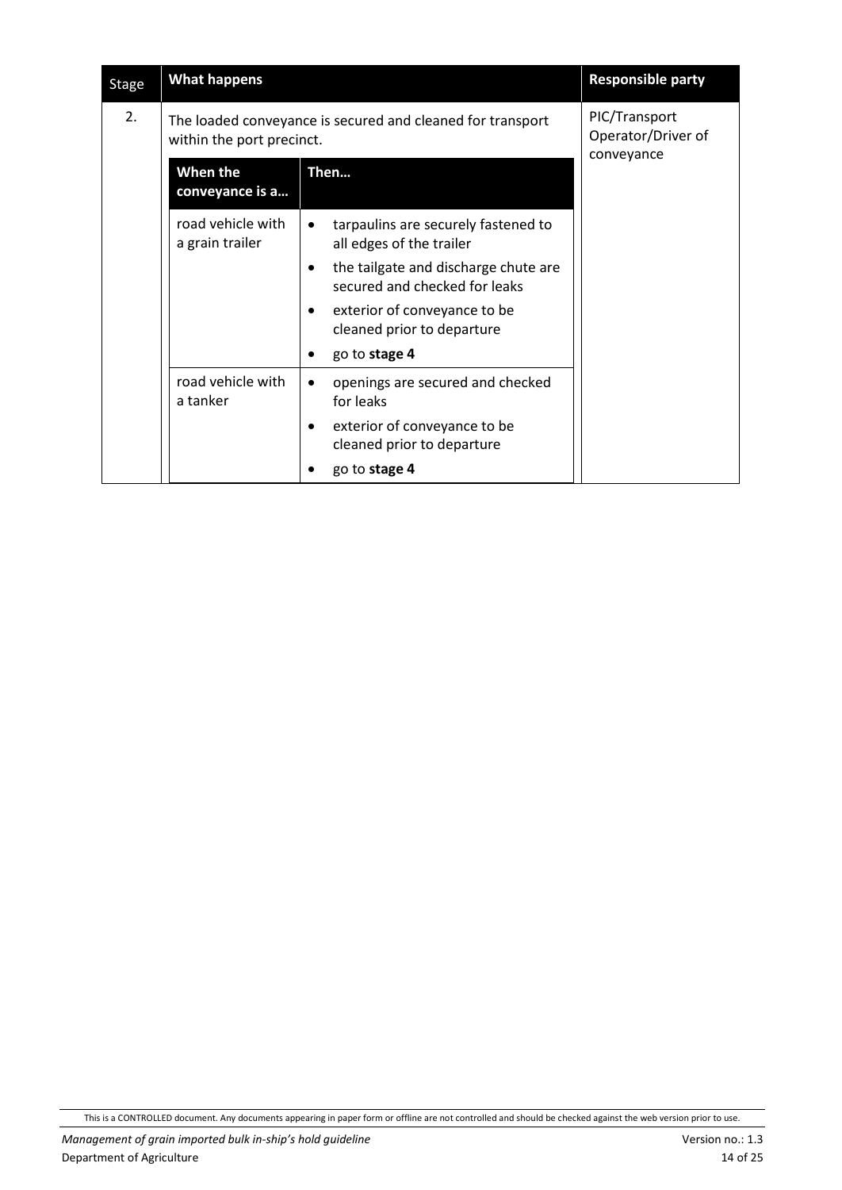| Stage | What happens | | Responsible party |
|---|---|---|---|
| 2. | The loaded conveyance is secured and cleaned for transport within the port precinct. | | PIC/Transport Operator/Driver of conveyance |
| | **When the conveyance is a…** | **Then…** | |
| | road vehicle with a grain trailer | • tarpaulins are securely fastened to all edges of the trailer<br>• the tailgate and discharge chute are secured and checked for leaks<br>• exterior of conveyance to be cleaned prior to departure<br>• go to **stage 4** | |
| | road vehicle with a tanker | • openings are secured and checked for leaks<br>• exterior of conveyance to be cleaned prior to departure<br>• go to **stage 4** | |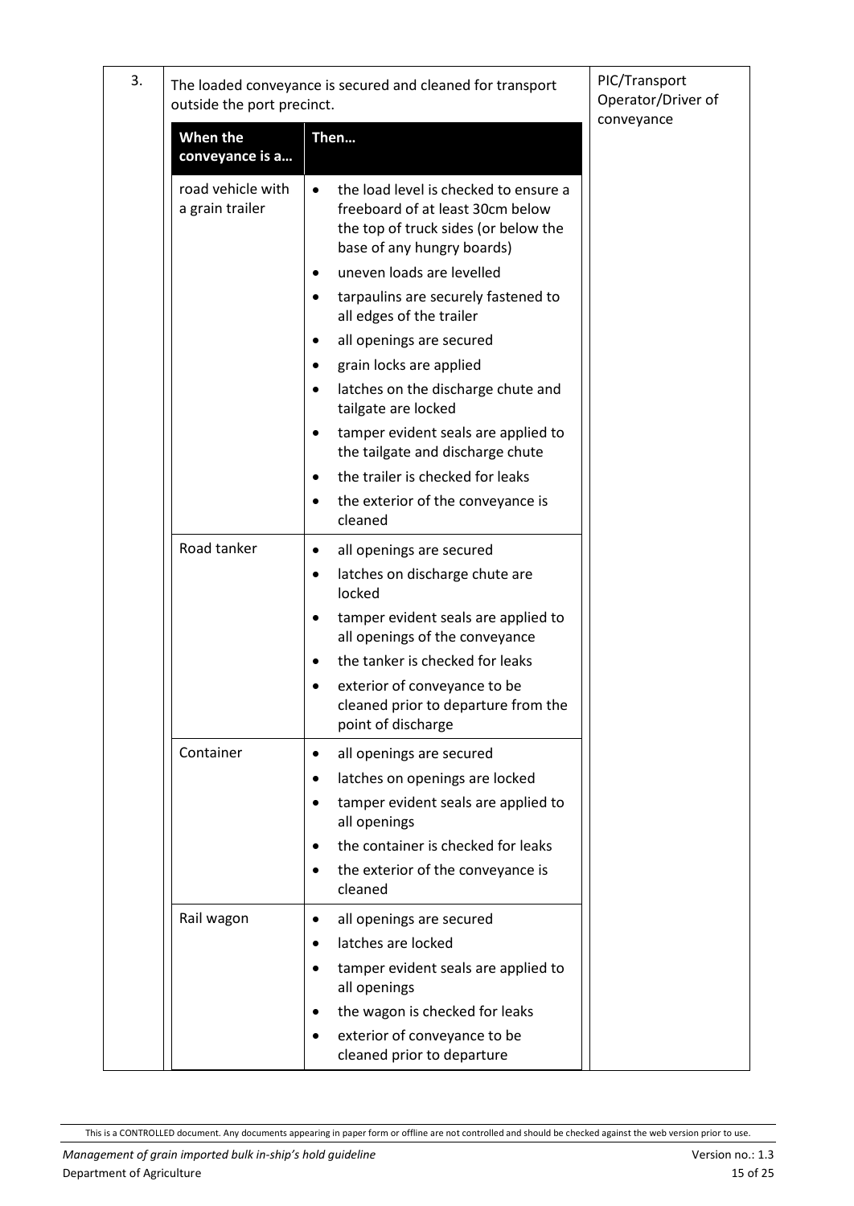| | | |
|---|---|---|
| 3. | The loaded conveyance is secured and cleaned for transport outside the port precinct. | PIC/Transport Operator/Driver of conveyance |

| When the conveyance is a… | Then… |
|---|---|
| road vehicle with a grain trailer | • the load level is checked to ensure a freeboard of at least 30cm below the top of truck sides (or below the base of any hungry boards)<br>• uneven loads are levelled<br>• tarpaulins are securely fastened to all edges of the trailer<br>• all openings are secured<br>• grain locks are applied<br>• latches on the discharge chute and tailgate are locked<br>• tamper evident seals are applied to the tailgate and discharge chute<br>• the trailer is checked for leaks<br>• the exterior of the conveyance is cleaned |
| Road tanker | • all openings are secured<br>• latches on discharge chute are locked<br>• tamper evident seals are applied to all openings of the conveyance<br>• the tanker is checked for leaks<br>• exterior of conveyance to be cleaned prior to departure from the point of discharge |
| Container | • all openings are secured<br>• latches on openings are locked<br>• tamper evident seals are applied to all openings<br>• the container is checked for leaks<br>• the exterior of the conveyance is cleaned |
| Rail wagon | • all openings are secured<br>• latches are locked<br>• tamper evident seals are applied to all openings<br>• the wagon is checked for leaks<br>• exterior of conveyance to be cleaned prior to departure |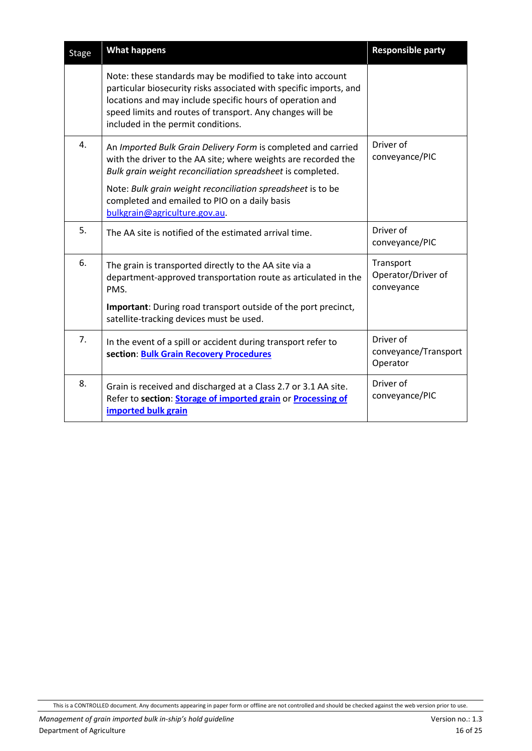| Stage | What happens | Responsible party |
|---|---|---|
| | Note: these standards may be modified to take into account particular biosecurity risks associated with specific imports, and locations and may include specific hours of operation and speed limits and routes of transport. Any changes will be included in the permit conditions. | |
| 4. | An *Imported Bulk Grain Delivery Form* is completed and carried with the driver to the AA site; where weights are recorded the *Bulk grain weight reconciliation spreadsheet* is completed.<br><br>Note: *Bulk grain weight reconciliation spreadsheet* is to be completed and emailed to PIO on a daily basis bulkgrain@agriculture.gov.au. | Driver of conveyance/PIC |
| 5. | The AA site is notified of the estimated arrival time. | Driver of conveyance/PIC |
| 6. | The grain is transported directly to the AA site via a department-approved transportation route as articulated in the PMS.<br><br>**Important**: During road transport outside of the port precinct, satellite-tracking devices must be used. | Transport Operator/Driver of conveyance |
| 7. | In the event of a spill or accident during transport refer to **section**: **Bulk Grain Recovery Procedures** | Driver of conveyance/Transport Operator |
| 8. | Grain is received and discharged at a Class 2.7 or 3.1 AA site. Refer to **section**: **Storage of imported grain** or **Processing of imported bulk grain** | Driver of conveyance/PIC |

This is a CONTROLLED document. Any documents appearing in paper form or offline are not controlled and should be checked against the web version prior to use.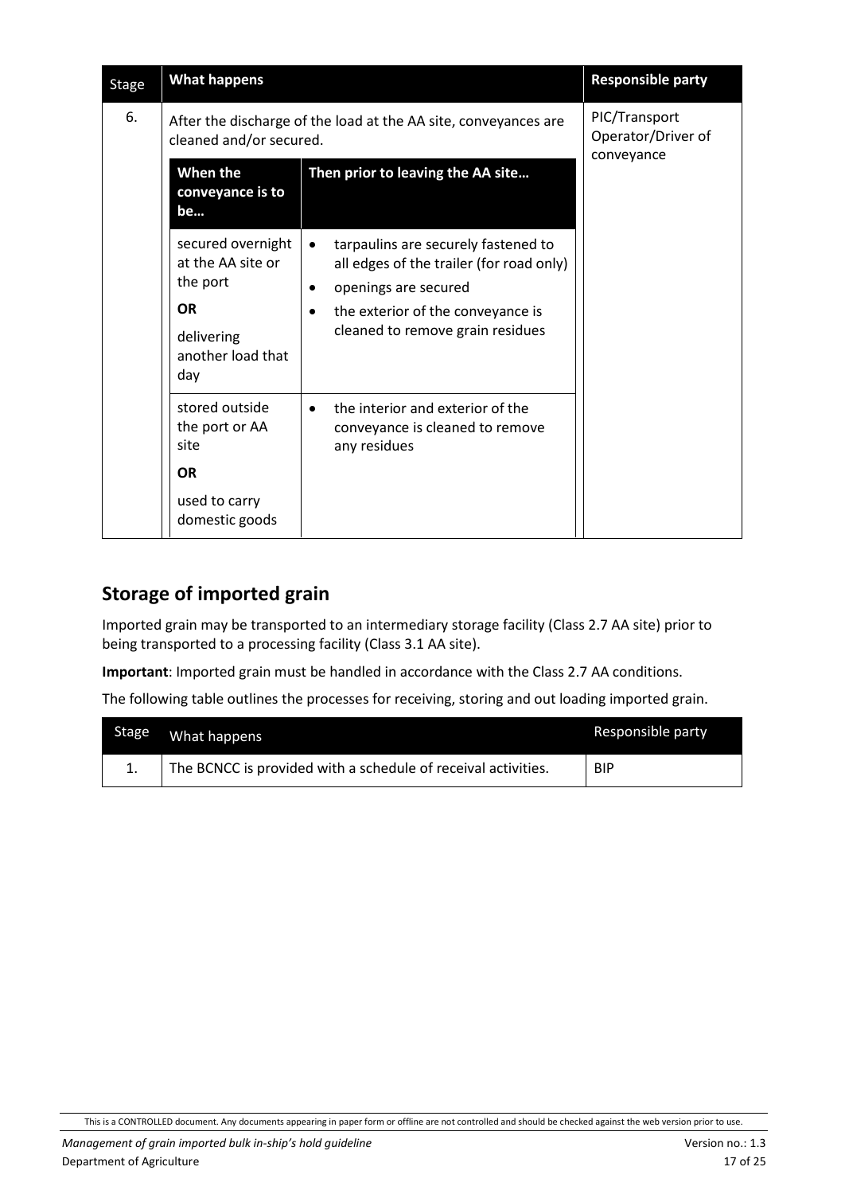| Stage | What happens | | Responsible party |
|---|---|---|---|
| 6. | After the discharge of the load at the AA site, conveyances are cleaned and/or secured. | | PIC/Transport Operator/Driver of conveyance |
| | **When the conveyance is to be…** | **Then prior to leaving the AA site…** | |
| | secured overnight at the AA site or the port **OR** delivering another load that day | • tarpaulins are securely fastened to all edges of the trailer (for road only) • openings are secured • the exterior of the conveyance is cleaned to remove grain residues | |
| | stored outside the port or AA site **OR** used to carry domestic goods | • the interior and exterior of the conveyance is cleaned to remove any residues | |

## Storage of imported grain

Imported grain may be transported to an intermediary storage facility (Class 2.7 AA site) prior to being transported to a processing facility (Class 3.1 AA site).

**Important**: Imported grain must be handled in accordance with the Class 2.7 AA conditions.

The following table outlines the processes for receiving, storing and out loading imported grain.

| Stage | What happens | Responsible party |
|---|---|---|
| 1. | The BCNCC is provided with a schedule of receival activities. | BIP |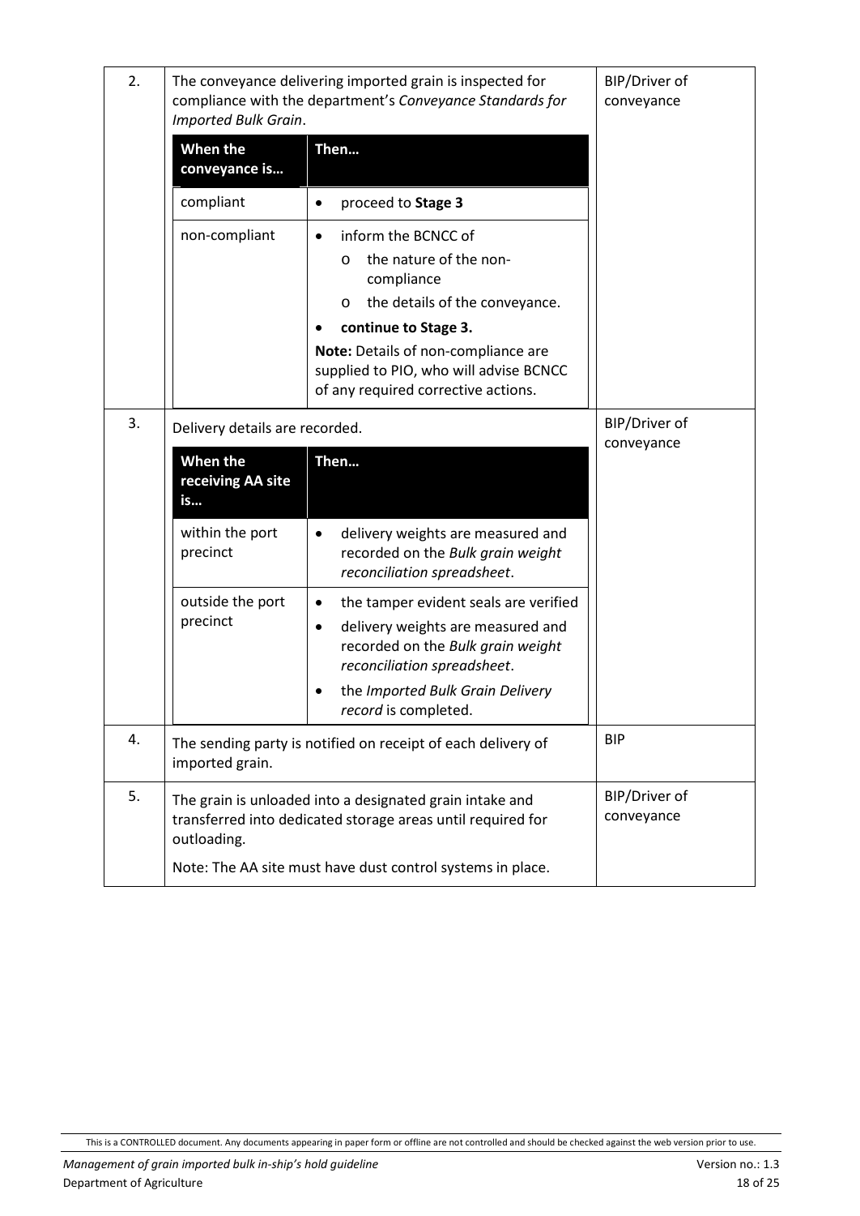| | | |
|---|---|---|
| 2. | The conveyance delivering imported grain is inspected for compliance with the department's *Conveyance Standards for Imported Bulk Grain*.<br><br>**When the conveyance is…** / **Then…**<br><br>**compliant**: • proceed to **Stage 3**<br><br>**non-compliant**: • inform the BCNCC of<br>  o the nature of the non-compliance<br>  o the details of the conveyance.<br>• **continue to Stage 3.**<br>**Note:** Details of non-compliance are supplied to PIO, who will advise BCNCC of any required corrective actions. | BIP/Driver of conveyance |
| 3. | Delivery details are recorded.<br><br>**When the receiving AA site is…** / **Then…**<br><br>**within the port precinct**: • delivery weights are measured and recorded on the *Bulk grain weight reconciliation spreadsheet*.<br><br>**outside the port precinct**: • the tamper evident seals are verified<br>• delivery weights are measured and recorded on the *Bulk grain weight reconciliation spreadsheet*.<br>• the *Imported Bulk Grain Delivery record* is completed. | BIP/Driver of conveyance |
| 4. | The sending party is notified on receipt of each delivery of imported grain. | BIP |
| 5. | The grain is unloaded into a designated grain intake and transferred into dedicated storage areas until required for outloading.<br><br>Note: The AA site must have dust control systems in place. | BIP/Driver of conveyance |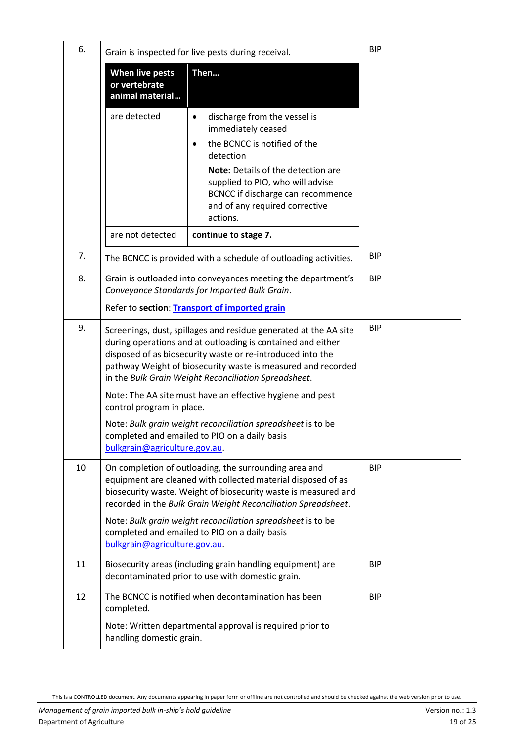| | | |
|---|---|---|
| 6. | Grain is inspected for live pests during receival.<br><br>**When live pests or vertebrate animal material…** → **Then…**<br><br>are detected → <br>• discharge from the vessel is immediately ceased<br>• the BCNCC is notified of the detection<br>**Note:** Details of the detection are supplied to PIO, who will advise BCNCC if discharge can recommence and of any required corrective actions.<br><br>are not detected → **continue to stage 7.** | BIP |
| 7. | The BCNCC is provided with a schedule of outloading activities. | BIP |
| 8. | Grain is outloaded into conveyances meeting the department's *Conveyance Standards for Imported Bulk Grain*.<br><br>Refer to **section**: **[Transport of imported grain]()** | BIP |
| 9. | Screenings, dust, spillages and residue generated at the AA site during operations and at outloading is contained and either disposed of as biosecurity waste or re-introduced into the pathway Weight of biosecurity waste is measured and recorded in the *Bulk Grain Weight Reconciliation Spreadsheet*.<br><br>Note: The AA site must have an effective hygiene and pest control program in place.<br><br>Note: *Bulk grain weight reconciliation spreadsheet* is to be completed and emailed to PIO on a daily basis bulkgrain@agriculture.gov.au. | BIP |
| 10. | On completion of outloading, the surrounding area and equipment are cleaned with collected material disposed of as biosecurity waste. Weight of biosecurity waste is measured and recorded in the *Bulk Grain Weight Reconciliation Spreadsheet*.<br><br>Note: *Bulk grain weight reconciliation spreadsheet* is to be completed and emailed to PIO on a daily basis bulkgrain@agriculture.gov.au. | BIP |
| 11. | Biosecurity areas (including grain handling equipment) are decontaminated prior to use with domestic grain. | BIP |
| 12. | The BCNCC is notified when decontamination has been completed.<br><br>Note: Written departmental approval is required prior to handling domestic grain. | BIP |

This is a CONTROLLED document. Any documents appearing in paper form or offline are not controlled and should be checked against the web version prior to use.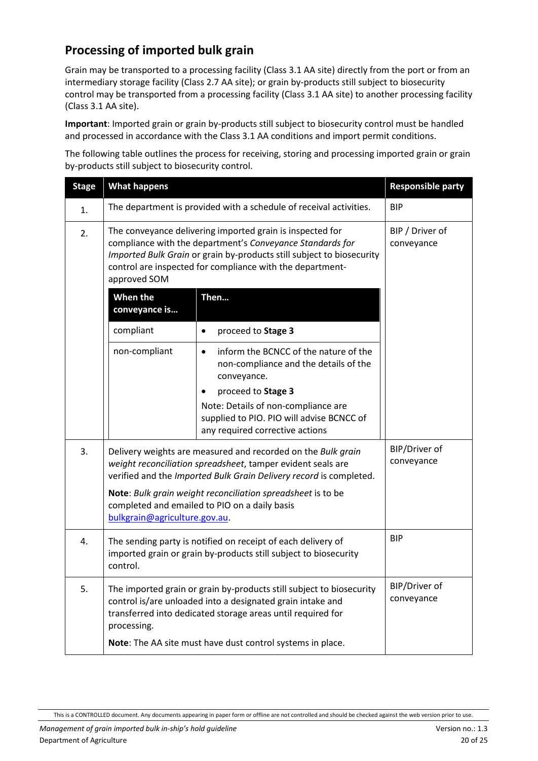## Processing of imported bulk grain

Grain may be transported to a processing facility (Class 3.1 AA site) directly from the port or from an intermediary storage facility (Class 2.7 AA site); or grain by-products still subject to biosecurity control may be transported from a processing facility (Class 3.1 AA site) to another processing facility (Class 3.1 AA site).

**Important**: Imported grain or grain by-products still subject to biosecurity control must be handled and processed in accordance with the Class 3.1 AA conditions and import permit conditions.

The following table outlines the process for receiving, storing and processing imported grain or grain by-products still subject to biosecurity control.

| Stage | What happens | Responsible party |
|---|---|---|
| 1. | The department is provided with a schedule of receival activities. | BIP |
| 2. | The conveyance delivering imported grain is inspected for compliance with the department's *Conveyance Standards for Imported Bulk Grain* or grain by-products still subject to biosecurity control are inspected for compliance with the department-approved SOM<br><br>**When the conveyance is…** compliant — **Then…** • proceed to **Stage 3**<br><br>**When the conveyance is…** non-compliant — **Then…** • inform the BCNCC of the nature of the non-compliance and the details of the conveyance. • proceed to **Stage 3**<br>Note: Details of non-compliance are supplied to PIO. PIO will advise BCNCC of any required corrective actions | BIP / Driver of conveyance |
| 3. | Delivery weights are measured and recorded on the *Bulk grain weight reconciliation spreadsheet*, tamper evident seals are verified and the *Imported Bulk Grain Delivery record* is completed.<br><br>**Note**: *Bulk grain weight reconciliation spreadsheet* is to be completed and emailed to PIO on a daily basis bulkgrain@agriculture.gov.au. | BIP/Driver of conveyance |
| 4. | The sending party is notified on receipt of each delivery of imported grain or grain by-products still subject to biosecurity control. | BIP |
| 5. | The imported grain or grain by-products still subject to biosecurity control is/are unloaded into a designated grain intake and transferred into dedicated storage areas until required for processing.<br><br>**Note**: The AA site must have dust control systems in place. | BIP/Driver of conveyance |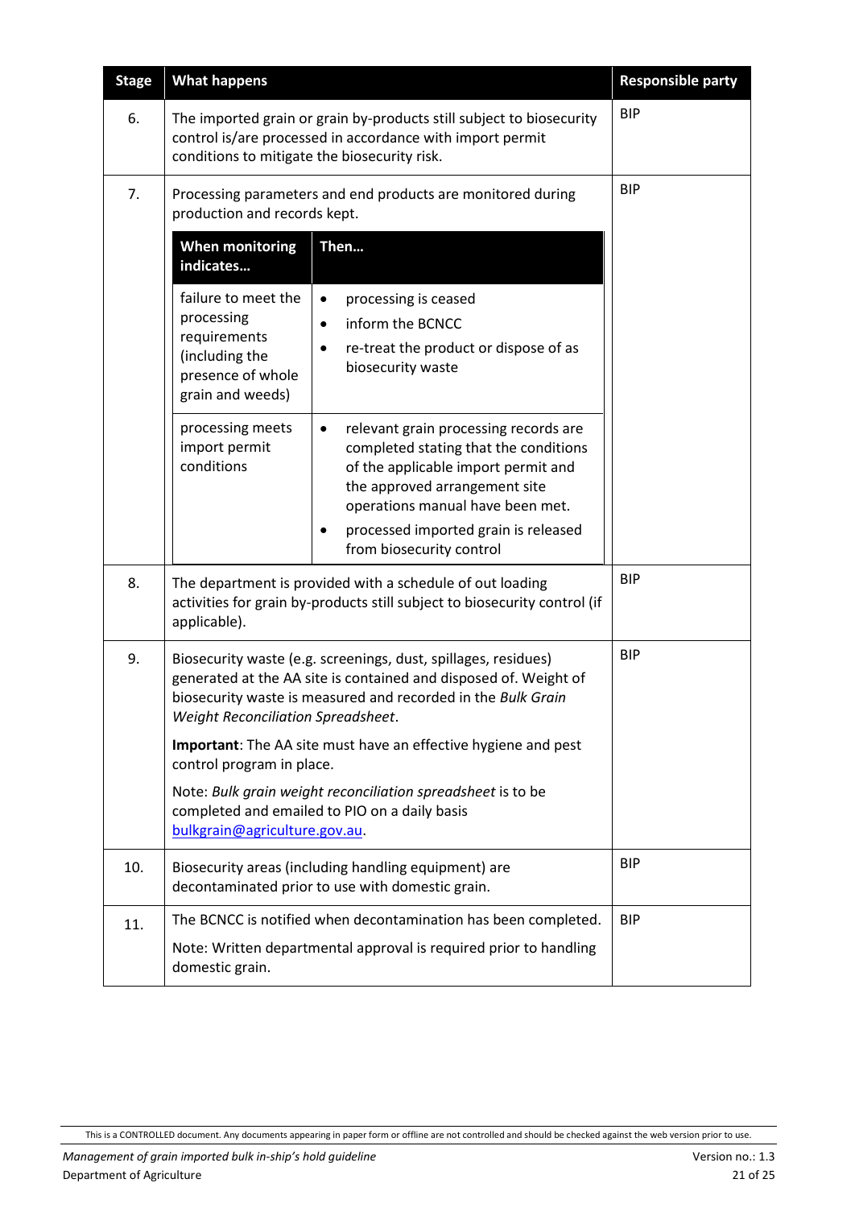| Stage | What happens | Responsible party |
|---|---|---|
| 6. | The imported grain or grain by-products still subject to biosecurity control is/are processed in accordance with import permit conditions to mitigate the biosecurity risk. | BIP |
| 7. | Processing parameters and end products are monitored during production and records kept.<br><br>**When monitoring indicates…** failure to meet the processing requirements (including the presence of whole grain and weeds) **Then…**<br>• processing is ceased<br>• inform the BCNCC<br>• re-treat the product or dispose of as biosecurity waste<br><br>**When monitoring indicates…** processing meets import permit conditions **Then…**<br>• relevant grain processing records are completed stating that the conditions of the applicable import permit and the approved arrangement site operations manual have been met.<br>• processed imported grain is released from biosecurity control | BIP |
| 8. | The department is provided with a schedule of out loading activities for grain by-products still subject to biosecurity control (if applicable). | BIP |
| 9. | Biosecurity waste (e.g. screenings, dust, spillages, residues) generated at the AA site is contained and disposed of. Weight of biosecurity waste is measured and recorded in the *Bulk Grain Weight Reconciliation Spreadsheet*.<br><br>**Important**: The AA site must have an effective hygiene and pest control program in place.<br><br>Note: *Bulk grain weight reconciliation spreadsheet* is to be completed and emailed to PIO on a daily basis bulkgrain@agriculture.gov.au. | BIP |
| 10. | Biosecurity areas (including handling equipment) are decontaminated prior to use with domestic grain. | BIP |
| 11. | The BCNCC is notified when decontamination has been completed.<br><br>Note: Written departmental approval is required prior to handling domestic grain. | BIP |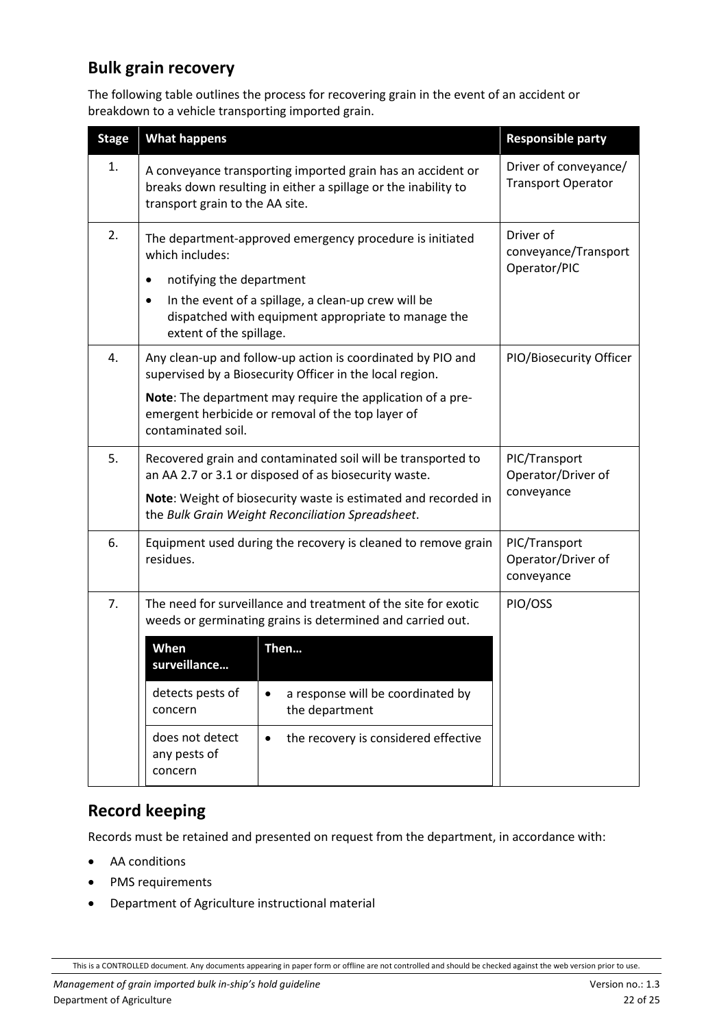## Bulk grain recovery

The following table outlines the process for recovering grain in the event of an accident or breakdown to a vehicle transporting imported grain.

| Stage | What happens | Responsible party |
|---|---|---|
| 1. | A conveyance transporting imported grain has an accident or breaks down resulting in either a spillage or the inability to transport grain to the AA site. | Driver of conveyance/ Transport Operator |
| 2. | The department-approved emergency procedure is initiated which includes:<br>• notifying the department<br>• In the event of a spillage, a clean-up crew will be dispatched with equipment appropriate to manage the extent of the spillage. | Driver of conveyance/Transport Operator/PIC |
| 4. | Any clean-up and follow-up action is coordinated by PIO and supervised by a Biosecurity Officer in the local region.<br>**Note**: The department may require the application of a pre-emergent herbicide or removal of the top layer of contaminated soil. | PIO/Biosecurity Officer |
| 5. | Recovered grain and contaminated soil will be transported to an AA 2.7 or 3.1 or disposed of as biosecurity waste.<br>**Note**: Weight of biosecurity waste is estimated and recorded in the *Bulk Grain Weight Reconciliation Spreadsheet*. | PIC/Transport Operator/Driver of conveyance |
| 6. | Equipment used during the recovery is cleaned to remove grain residues. | PIC/Transport Operator/Driver of conveyance |
| 7. | The need for surveillance and treatment of the site for exotic weeds or germinating grains is determined and carried out.<br><br>**When surveillance…** detects pests of concern — **Then…** • a response will be coordinated by the department<br><br>**When surveillance…** does not detect any pests of concern — **Then…** • the recovery is considered effective | PIO/OSS |

## Record keeping

Records must be retained and presented on request from the department, in accordance with:

- AA conditions
- PMS requirements
- Department of Agriculture instructional material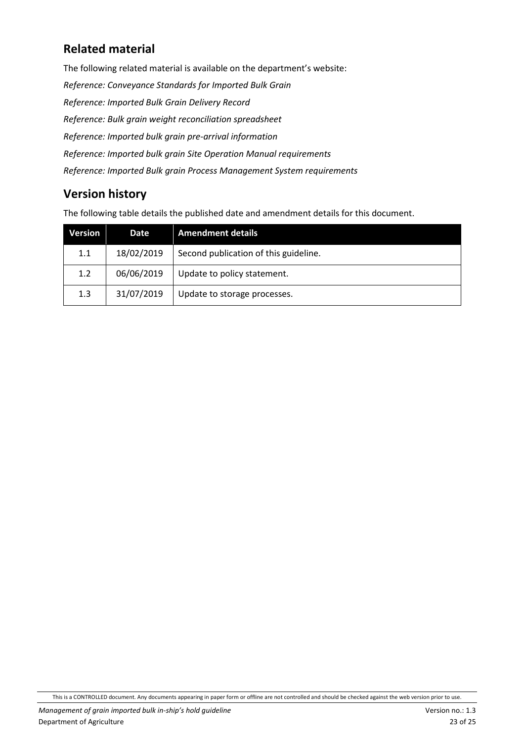## Related material

The following related material is available on the department's website:

*Reference: Conveyance Standards for Imported Bulk Grain*

*Reference: Imported Bulk Grain Delivery Record*

*Reference: Bulk grain weight reconciliation spreadsheet*

*Reference: Imported bulk grain pre-arrival information*

*Reference: Imported bulk grain Site Operation Manual requirements*

*Reference: Imported Bulk grain Process Management System requirements*

## Version history

The following table details the published date and amendment details for this document.

| Version | Date | Amendment details |
|---|---|---|
| 1.1 | 18/02/2019 | Second publication of this guideline. |
| 1.2 | 06/06/2019 | Update to policy statement. |
| 1.3 | 31/07/2019 | Update to storage processes. |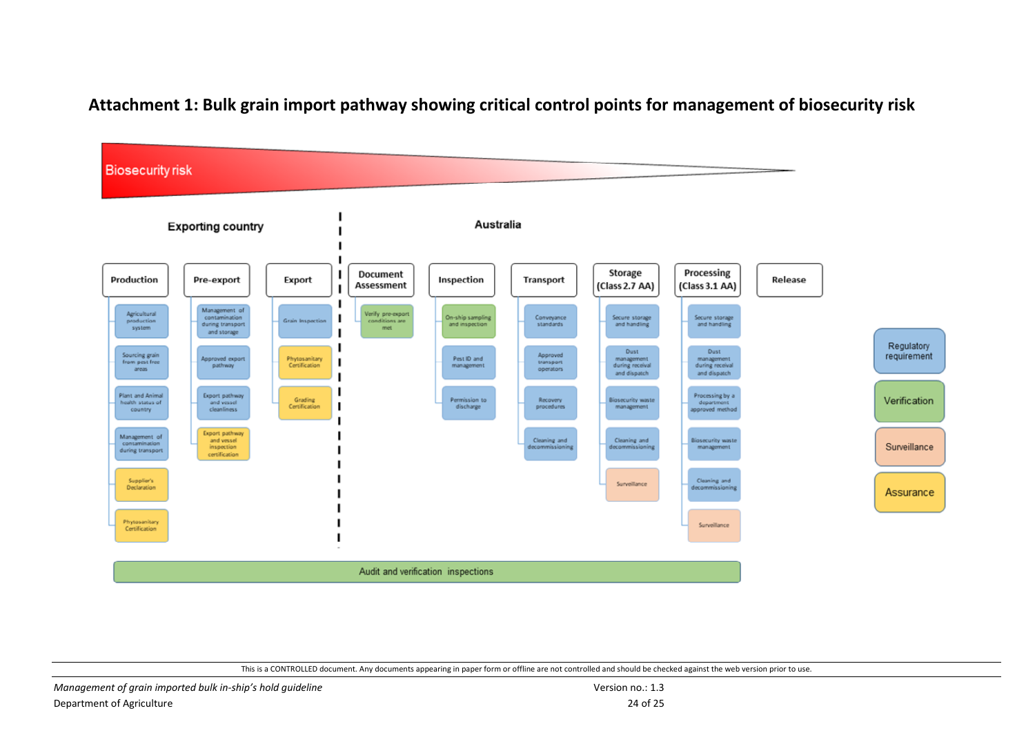## Attachment 1: Bulk grain import pathway showing critical control points for management of biosecurity risk

Biosecurity risk

Exporting country

Australia

Production
- Agricultural production system
- Sourcing grain from pest free areas
- Plant and Animal health status of country
- Management of contamination during transport
- Supplier's Declaration
- Phytosanitary Certification

Pre-export
- Management of contamination during transport and storage
- Approved export pathway
- Export pathway and vessel cleanliness
- Export pathway and vessel inspection certification

Export
- Grain Inspection
- Phytosanitary Certification
- Grading Certification

Document Assessment
- Verify pre-export conditions are met

Inspection
- On-ship sampling and inspection
- Pest ID and management
- Permission to discharge

Transport
- Conveyance standards
- Approved transport operators
- Recovery procedures
- Cleaning and decommissioning

Storage (Class 2.7 AA)
- Secure storage and handling
- Dust management during receival and dispatch
- Biosecurity waste management
- Cleaning and decommissioning
- Surveillance

Processing (Class 3.1 AA)
- Secure storage and handling
- Dust management during receival and dispatch
- Processing by a department approved method
- Biosecurity waste management
- Cleaning and decommissioning
- Surveillance

Release

Audit and verification inspections

Regulatory requirement

Verification

Surveillance

Assurance

This is a CONTROLLED document. Any documents appearing in paper form or offline are not controlled and should be checked against the web version prior to use.